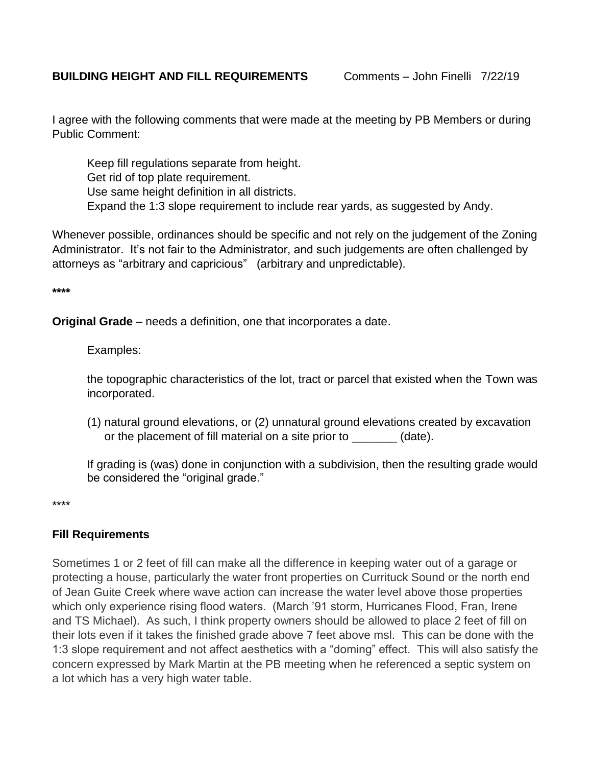**BUILDING HEIGHT AND FILL REQUIREMENTS** Comments – John Finelli 7/22/19

I agree with the following comments that were made at the meeting by PB Members or during Public Comment:

Keep fill regulations separate from height.
Get rid of top plate requirement.
Use same height definition in all districts.
Expand the 1:3 slope requirement to include rear yards, as suggested by Andy.

Whenever possible, ordinances should be specific and not rely on the judgement of the Zoning Administrator. It's not fair to the Administrator, and such judgements are often challenged by attorneys as "arbitrary and capricious" (arbitrary and unpredictable).

****

**Original Grade** – needs a definition, one that incorporates a date.

Examples:

the topographic characteristics of the lot, tract or parcel that existed when the Town was incorporated.

(1) natural ground elevations, or (2) unnatural ground elevations created by excavation or the placement of fill material on a site prior to _______ (date).

If grading is (was) done in conjunction with a subdivision, then the resulting grade would be considered the "original grade."

****

**Fill Requirements**

Sometimes 1 or 2 feet of fill can make all the difference in keeping water out of a garage or protecting a house, particularly the water front properties on Currituck Sound or the north end of Jean Guite Creek where wave action can increase the water level above those properties which only experience rising flood waters. (March '91 storm, Hurricanes Flood, Fran, Irene and TS Michael). As such, I think property owners should be allowed to place 2 feet of fill on their lots even if it takes the finished grade above 7 feet above msl. This can be done with the 1:3 slope requirement and not affect aesthetics with a "doming" effect. This will also satisfy the concern expressed by Mark Martin at the PB meeting when he referenced a septic system on a lot which has a very high water table.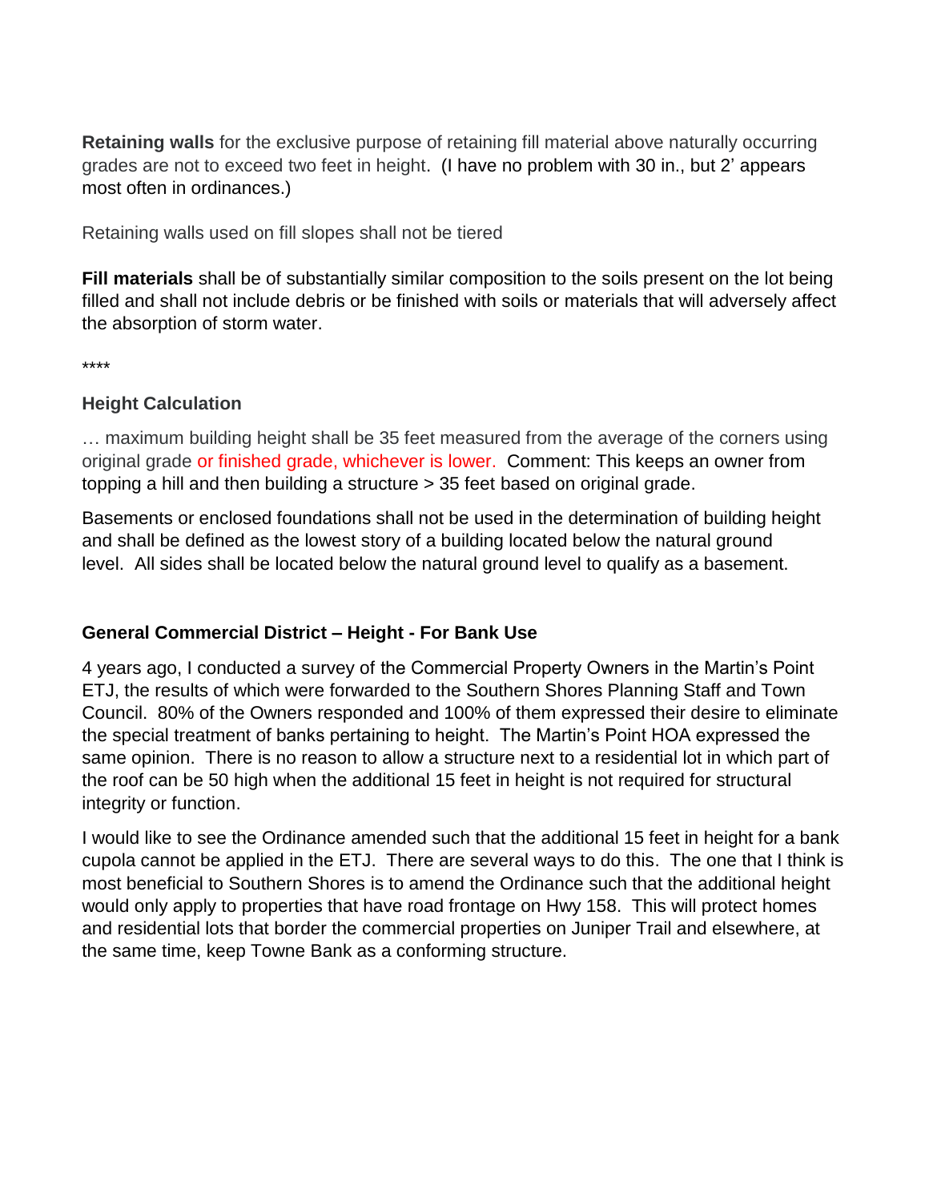**Retaining walls** for the exclusive purpose of retaining fill material above naturally occurring grades are not to exceed two feet in height. (I have no problem with 30 in., but 2' appears most often in ordinances.)

Retaining walls used on fill slopes shall not be tiered

**Fill materials** shall be of substantially similar composition to the soils present on the lot being filled and shall not include debris or be finished with soils or materials that will adversely affect the absorption of storm water.

****

### Height Calculation

… maximum building height shall be 35 feet measured from the average of the corners using original grade or finished grade, whichever is lower. Comment: This keeps an owner from topping a hill and then building a structure > 35 feet based on original grade.

Basements or enclosed foundations shall not be used in the determination of building height and shall be defined as the lowest story of a building located below the natural ground level. All sides shall be located below the natural ground level to qualify as a basement.

### General Commercial District – Height - For Bank Use

4 years ago, I conducted a survey of the Commercial Property Owners in the Martin's Point ETJ, the results of which were forwarded to the Southern Shores Planning Staff and Town Council. 80% of the Owners responded and 100% of them expressed their desire to eliminate the special treatment of banks pertaining to height. The Martin's Point HOA expressed the same opinion. There is no reason to allow a structure next to a residential lot in which part of the roof can be 50 high when the additional 15 feet in height is not required for structural integrity or function.

I would like to see the Ordinance amended such that the additional 15 feet in height for a bank cupola cannot be applied in the ETJ. There are several ways to do this. The one that I think is most beneficial to Southern Shores is to amend the Ordinance such that the additional height would only apply to properties that have road frontage on Hwy 158. This will protect homes and residential lots that border the commercial properties on Juniper Trail and elsewhere, at the same time, keep Towne Bank as a conforming structure.